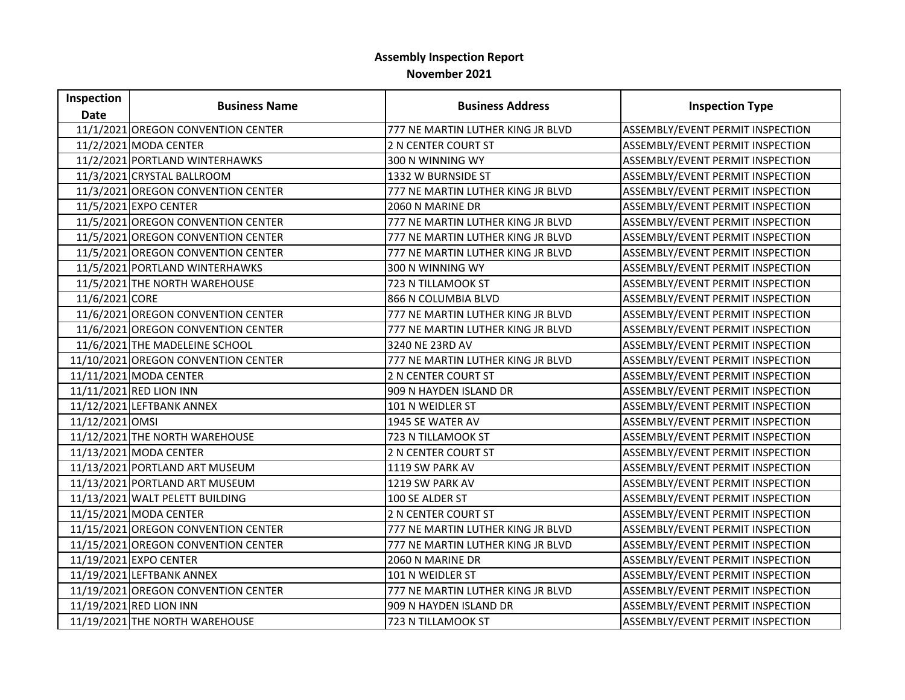# Assembly Inspection Report

## November 2021

| Inspection Date | Business Name | Business Address | Inspection Type |
| --- | --- | --- | --- |
| 11/1/2021 | OREGON CONVENTION CENTER | 777 NE MARTIN LUTHER KING JR BLVD | ASSEMBLY/EVENT PERMIT INSPECTION |
| 11/2/2021 | MODA CENTER | 2 N CENTER COURT ST | ASSEMBLY/EVENT PERMIT INSPECTION |
| 11/2/2021 | PORTLAND WINTERHAWKS | 300 N WINNING WY | ASSEMBLY/EVENT PERMIT INSPECTION |
| 11/3/2021 | CRYSTAL BALLROOM | 1332 W BURNSIDE ST | ASSEMBLY/EVENT PERMIT INSPECTION |
| 11/3/2021 | OREGON CONVENTION CENTER | 777 NE MARTIN LUTHER KING JR BLVD | ASSEMBLY/EVENT PERMIT INSPECTION |
| 11/5/2021 | EXPO CENTER | 2060 N MARINE DR | ASSEMBLY/EVENT PERMIT INSPECTION |
| 11/5/2021 | OREGON CONVENTION CENTER | 777 NE MARTIN LUTHER KING JR BLVD | ASSEMBLY/EVENT PERMIT INSPECTION |
| 11/5/2021 | OREGON CONVENTION CENTER | 777 NE MARTIN LUTHER KING JR BLVD | ASSEMBLY/EVENT PERMIT INSPECTION |
| 11/5/2021 | OREGON CONVENTION CENTER | 777 NE MARTIN LUTHER KING JR BLVD | ASSEMBLY/EVENT PERMIT INSPECTION |
| 11/5/2021 | PORTLAND WINTERHAWKS | 300 N WINNING WY | ASSEMBLY/EVENT PERMIT INSPECTION |
| 11/5/2021 | THE NORTH WAREHOUSE | 723 N TILLAMOOK ST | ASSEMBLY/EVENT PERMIT INSPECTION |
| 11/6/2021 | CORE | 866 N COLUMBIA BLVD | ASSEMBLY/EVENT PERMIT INSPECTION |
| 11/6/2021 | OREGON CONVENTION CENTER | 777 NE MARTIN LUTHER KING JR BLVD | ASSEMBLY/EVENT PERMIT INSPECTION |
| 11/6/2021 | OREGON CONVENTION CENTER | 777 NE MARTIN LUTHER KING JR BLVD | ASSEMBLY/EVENT PERMIT INSPECTION |
| 11/6/2021 | THE MADELEINE SCHOOL | 3240 NE 23RD AV | ASSEMBLY/EVENT PERMIT INSPECTION |
| 11/10/2021 | OREGON CONVENTION CENTER | 777 NE MARTIN LUTHER KING JR BLVD | ASSEMBLY/EVENT PERMIT INSPECTION |
| 11/11/2021 | MODA CENTER | 2 N CENTER COURT ST | ASSEMBLY/EVENT PERMIT INSPECTION |
| 11/11/2021 | RED LION INN | 909 N HAYDEN ISLAND DR | ASSEMBLY/EVENT PERMIT INSPECTION |
| 11/12/2021 | LEFTBANK ANNEX | 101 N WEIDLER ST | ASSEMBLY/EVENT PERMIT INSPECTION |
| 11/12/2021 | OMSI | 1945 SE WATER AV | ASSEMBLY/EVENT PERMIT INSPECTION |
| 11/12/2021 | THE NORTH WAREHOUSE | 723 N TILLAMOOK ST | ASSEMBLY/EVENT PERMIT INSPECTION |
| 11/13/2021 | MODA CENTER | 2 N CENTER COURT ST | ASSEMBLY/EVENT PERMIT INSPECTION |
| 11/13/2021 | PORTLAND ART MUSEUM | 1119 SW PARK AV | ASSEMBLY/EVENT PERMIT INSPECTION |
| 11/13/2021 | PORTLAND ART MUSEUM | 1219 SW PARK AV | ASSEMBLY/EVENT PERMIT INSPECTION |
| 11/13/2021 | WALT PELETT BUILDING | 100 SE ALDER ST | ASSEMBLY/EVENT PERMIT INSPECTION |
| 11/15/2021 | MODA CENTER | 2 N CENTER COURT ST | ASSEMBLY/EVENT PERMIT INSPECTION |
| 11/15/2021 | OREGON CONVENTION CENTER | 777 NE MARTIN LUTHER KING JR BLVD | ASSEMBLY/EVENT PERMIT INSPECTION |
| 11/15/2021 | OREGON CONVENTION CENTER | 777 NE MARTIN LUTHER KING JR BLVD | ASSEMBLY/EVENT PERMIT INSPECTION |
| 11/19/2021 | EXPO CENTER | 2060 N MARINE DR | ASSEMBLY/EVENT PERMIT INSPECTION |
| 11/19/2021 | LEFTBANK ANNEX | 101 N WEIDLER ST | ASSEMBLY/EVENT PERMIT INSPECTION |
| 11/19/2021 | OREGON CONVENTION CENTER | 777 NE MARTIN LUTHER KING JR BLVD | ASSEMBLY/EVENT PERMIT INSPECTION |
| 11/19/2021 | RED LION INN | 909 N HAYDEN ISLAND DR | ASSEMBLY/EVENT PERMIT INSPECTION |
| 11/19/2021 | THE NORTH WAREHOUSE | 723 N TILLAMOOK ST | ASSEMBLY/EVENT PERMIT INSPECTION |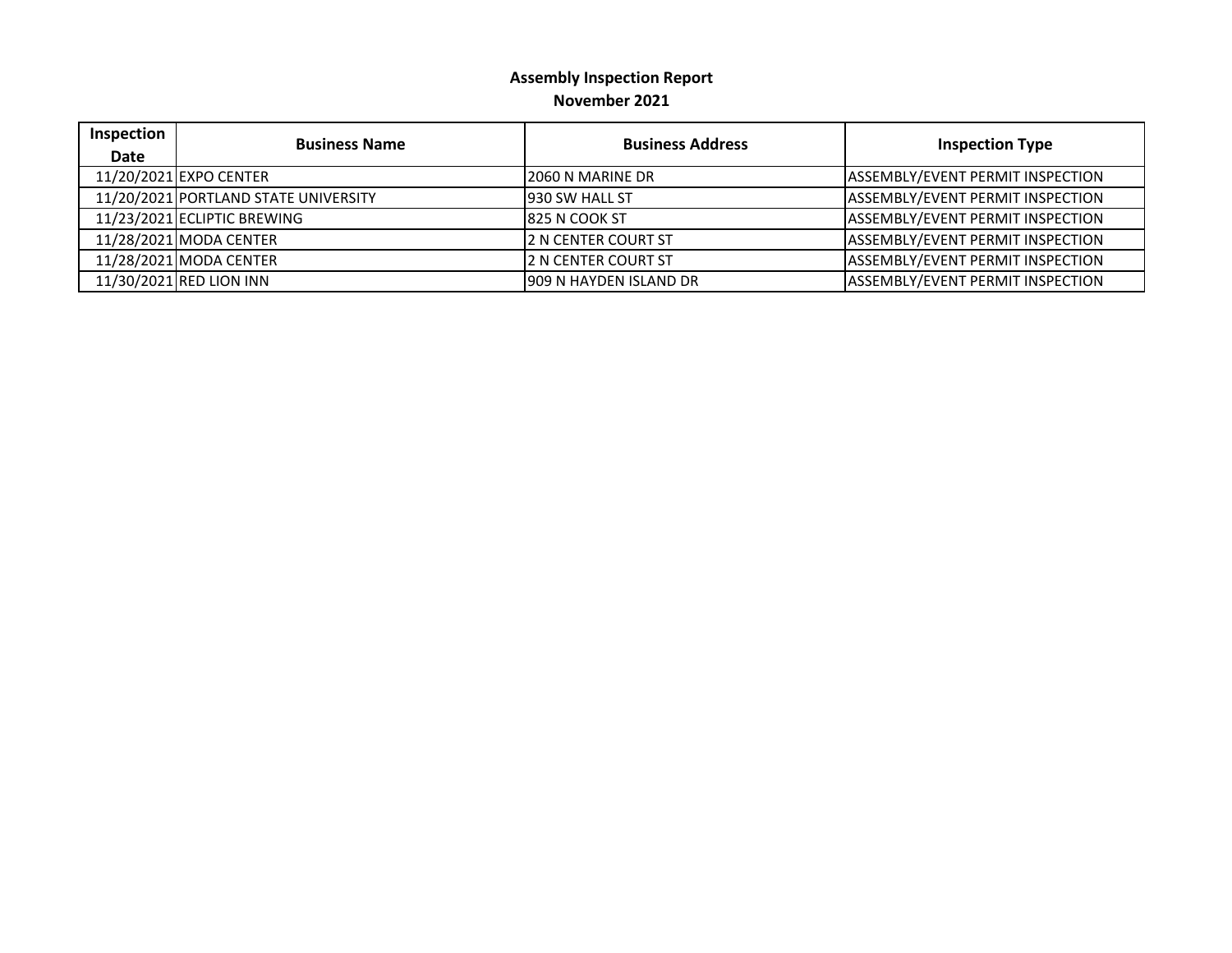**Assembly Inspection Report**

**November 2021**

| Inspection Date | Business Name | Business Address | Inspection Type |
|---|---|---|---|
| 11/20/2021 | EXPO CENTER | 2060 N MARINE DR | ASSEMBLY/EVENT PERMIT INSPECTION |
| 11/20/2021 | PORTLAND STATE UNIVERSITY | 930 SW HALL ST | ASSEMBLY/EVENT PERMIT INSPECTION |
| 11/23/2021 | ECLIPTIC BREWING | 825 N COOK ST | ASSEMBLY/EVENT PERMIT INSPECTION |
| 11/28/2021 | MODA CENTER | 2 N CENTER COURT ST | ASSEMBLY/EVENT PERMIT INSPECTION |
| 11/28/2021 | MODA CENTER | 2 N CENTER COURT ST | ASSEMBLY/EVENT PERMIT INSPECTION |
| 11/30/2021 | RED LION INN | 909 N HAYDEN ISLAND DR | ASSEMBLY/EVENT PERMIT INSPECTION |